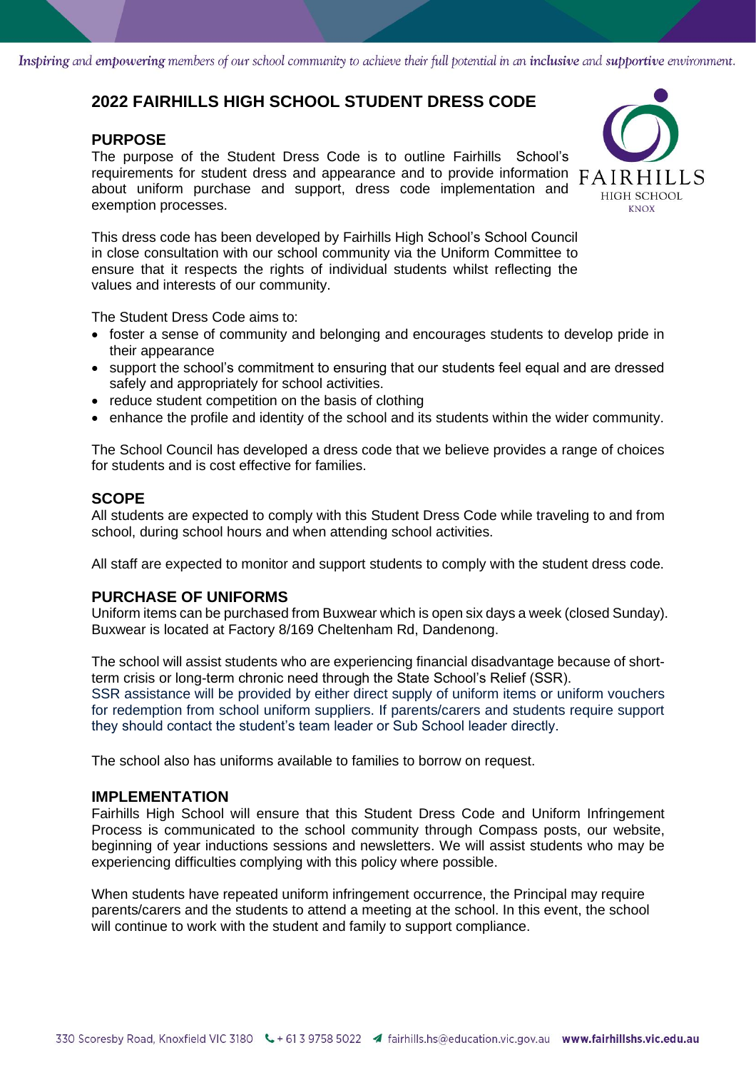*Inspiring* and *empowering* members of our school community to achieve their full potential in an *inclusive* and *supportive* environment.

# 2022 FAIRHILLS HIGH SCHOOL STUDENT DRESS CODE

## PURPOSE

The purpose of the Student Dress Code is to outline Fairhills School's requirements for student dress and appearance and to provide information about uniform purchase and support, dress code implementation and exemption processes.

This dress code has been developed by Fairhills High School's School Council in close consultation with our school community via the Uniform Committee to ensure that it respects the rights of individual students whilst reflecting the values and interests of our community.

The Student Dress Code aims to:

- foster a sense of community and belonging and encourages students to develop pride in their appearance
- support the school's commitment to ensuring that our students feel equal and are dressed safely and appropriately for school activities.
- reduce student competition on the basis of clothing
- enhance the profile and identity of the school and its students within the wider community.

The School Council has developed a dress code that we believe provides a range of choices for students and is cost effective for families.

## SCOPE

All students are expected to comply with this Student Dress Code while traveling to and from school, during school hours and when attending school activities.

All staff are expected to monitor and support students to comply with the student dress code.

## PURCHASE OF UNIFORMS

Uniform items can be purchased from Buxwear which is open six days a week (closed Sunday). Buxwear is located at Factory 8/169 Cheltenham Rd, Dandenong.

The school will assist students who are experiencing financial disadvantage because of short-term crisis or long-term chronic need through the State School's Relief (SSR). SSR assistance will be provided by either direct supply of uniform items or uniform vouchers for redemption from school uniform suppliers. If parents/carers and students require support they should contact the student's team leader or Sub School leader directly.

The school also has uniforms available to families to borrow on request.

## IMPLEMENTATION

Fairhills High School will ensure that this Student Dress Code and Uniform Infringement Process is communicated to the school community through Compass posts, our website, beginning of year inductions sessions and newsletters. We will assist students who may be experiencing difficulties complying with this policy where possible.

When students have repeated uniform infringement occurrence, the Principal may require parents/carers and the students to attend a meeting at the school. In this event, the school will continue to work with the student and family to support compliance.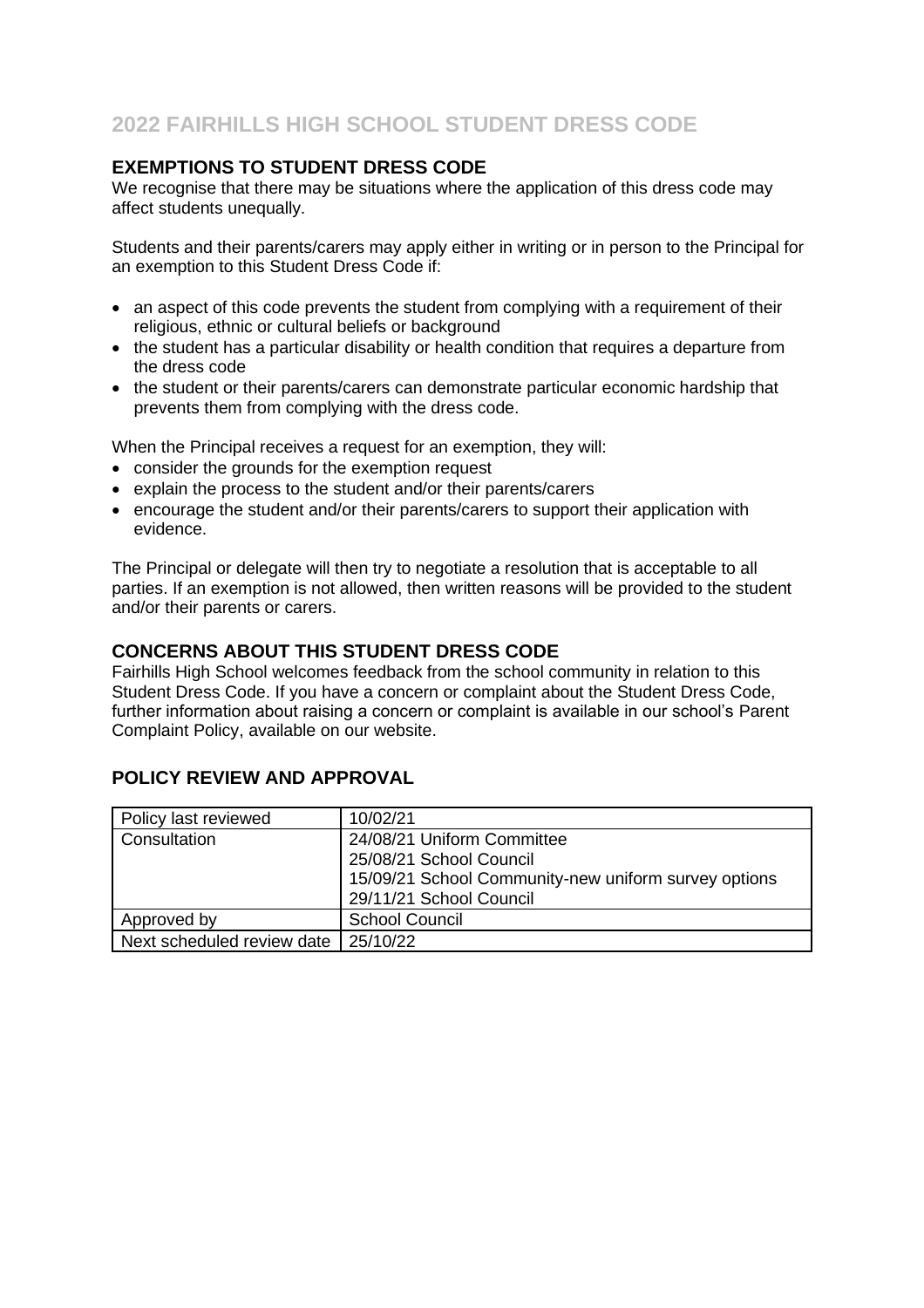# 2022 FAIRHILLS HIGH SCHOOL STUDENT DRESS CODE

## EXEMPTIONS TO STUDENT DRESS CODE

We recognise that there may be situations where the application of this dress code may affect students unequally.

Students and their parents/carers may apply either in writing or in person to the Principal for an exemption to this Student Dress Code if:

- an aspect of this code prevents the student from complying with a requirement of their religious, ethnic or cultural beliefs or background
- the student has a particular disability or health condition that requires a departure from the dress code
- the student or their parents/carers can demonstrate particular economic hardship that prevents them from complying with the dress code.

When the Principal receives a request for an exemption, they will:

- consider the grounds for the exemption request
- explain the process to the student and/or their parents/carers
- encourage the student and/or their parents/carers to support their application with evidence.

The Principal or delegate will then try to negotiate a resolution that is acceptable to all parties. If an exemption is not allowed, then written reasons will be provided to the student and/or their parents or carers.

## CONCERNS ABOUT THIS STUDENT DRESS CODE

Fairhills High School welcomes feedback from the school community in relation to this Student Dress Code. If you have a concern or complaint about the Student Dress Code, further information about raising a concern or complaint is available in our school's Parent Complaint Policy, available on our website.

## POLICY REVIEW AND APPROVAL

| Policy last reviewed | 10/02/21 |
|---|---|
| Consultation | 24/08/21 Uniform Committee<br>25/08/21 School Council<br>15/09/21 School Community-new uniform survey options<br>29/11/21 School Council |
| Approved by | School Council |
| Next scheduled review date | 25/10/22 |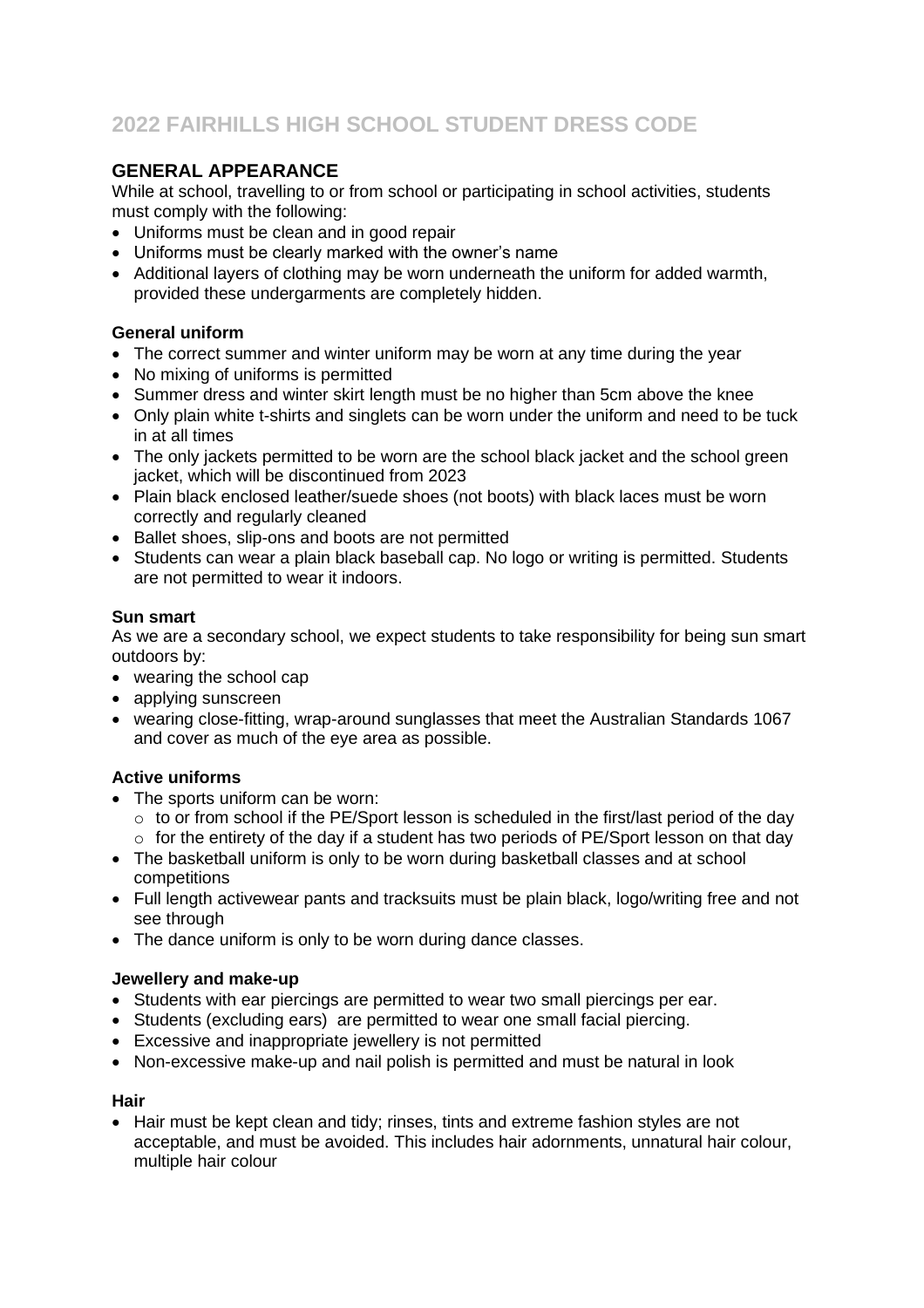# 2022 FAIRHILLS HIGH SCHOOL STUDENT DRESS CODE

## GENERAL APPEARANCE

While at school, travelling to or from school or participating in school activities, students must comply with the following:

- Uniforms must be clean and in good repair
- Uniforms must be clearly marked with the owner's name
- Additional layers of clothing may be worn underneath the uniform for added warmth, provided these undergarments are completely hidden.

### General uniform

- The correct summer and winter uniform may be worn at any time during the year
- No mixing of uniforms is permitted
- Summer dress and winter skirt length must be no higher than 5cm above the knee
- Only plain white t-shirts and singlets can be worn under the uniform and need to be tuck in at all times
- The only jackets permitted to be worn are the school black jacket and the school green jacket, which will be discontinued from 2023
- Plain black enclosed leather/suede shoes (not boots) with black laces must be worn correctly and regularly cleaned
- Ballet shoes, slip-ons and boots are not permitted
- Students can wear a plain black baseball cap. No logo or writing is permitted. Students are not permitted to wear it indoors.

### Sun smart

As we are a secondary school, we expect students to take responsibility for being sun smart outdoors by:

- wearing the school cap
- applying sunscreen
- wearing close-fitting, wrap-around sunglasses that meet the Australian Standards 1067 and cover as much of the eye area as possible.

### Active uniforms

- The sports uniform can be worn:
  - to or from school if the PE/Sport lesson is scheduled in the first/last period of the day
  - for the entirety of the day if a student has two periods of PE/Sport lesson on that day
- The basketball uniform is only to be worn during basketball classes and at school competitions
- Full length activewear pants and tracksuits must be plain black, logo/writing free and not see through
- The dance uniform is only to be worn during dance classes.

### Jewellery and make-up

- Students with ear piercings are permitted to wear two small piercings per ear.
- Students (excluding ears) are permitted to wear one small facial piercing.
- Excessive and inappropriate jewellery is not permitted
- Non-excessive make-up and nail polish is permitted and must be natural in look

### Hair

- Hair must be kept clean and tidy; rinses, tints and extreme fashion styles are not acceptable, and must be avoided. This includes hair adornments, unnatural hair colour, multiple hair colour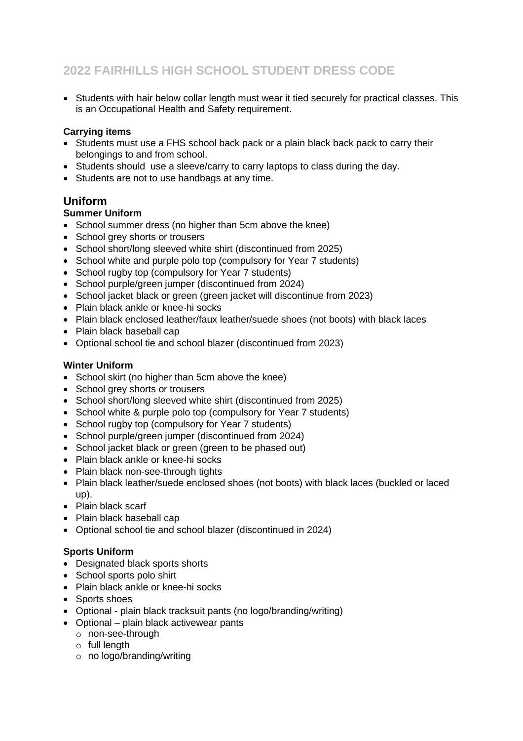# 2022 FAIRHILLS HIGH SCHOOL STUDENT DRESS CODE

- Students with hair below collar length must wear it tied securely for practical classes. This is an Occupational Health and Safety requirement.

**Carrying items**

- Students must use a FHS school back pack or a plain black back pack to carry their belongings to and from school.
- Students should use a sleeve/carry to carry laptops to class during the day.
- Students are not to use handbags at any time.

## Uniform

**Summer Uniform**

- School summer dress (no higher than 5cm above the knee)
- School grey shorts or trousers
- School short/long sleeved white shirt (discontinued from 2025)
- School white and purple polo top (compulsory for Year 7 students)
- School rugby top (compulsory for Year 7 students)
- School purple/green jumper (discontinued from 2024)
- School jacket black or green (green jacket will discontinue from 2023)
- Plain black ankle or knee-hi socks
- Plain black enclosed leather/faux leather/suede shoes (not boots) with black laces
- Plain black baseball cap
- Optional school tie and school blazer (discontinued from 2023)

**Winter Uniform**

- School skirt (no higher than 5cm above the knee)
- School grey shorts or trousers
- School short/long sleeved white shirt (discontinued from 2025)
- School white & purple polo top (compulsory for Year 7 students)
- School rugby top (compulsory for Year 7 students)
- School purple/green jumper (discontinued from 2024)
- School jacket black or green (green to be phased out)
- Plain black ankle or knee-hi socks
- Plain black non-see-through tights
- Plain black leather/suede enclosed shoes (not boots) with black laces (buckled or laced up).
- Plain black scarf
- Plain black baseball cap
- Optional school tie and school blazer (discontinued in 2024)

**Sports Uniform**

- Designated black sports shorts
- School sports polo shirt
- Plain black ankle or knee-hi socks
- Sports shoes
- Optional - plain black tracksuit pants (no logo/branding/writing)
- Optional – plain black activewear pants
  - non-see-through
  - full length
  - no logo/branding/writing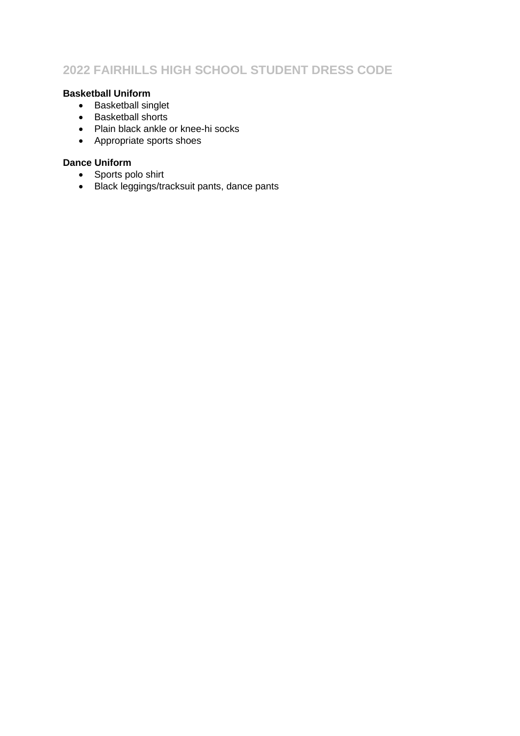# 2022 FAIRHILLS HIGH SCHOOL STUDENT DRESS CODE

**Basketball Uniform**
- Basketball singlet
- Basketball shorts
- Plain black ankle or knee-hi socks
- Appropriate sports shoes

**Dance Uniform**
- Sports polo shirt
- Black leggings/tracksuit pants, dance pants